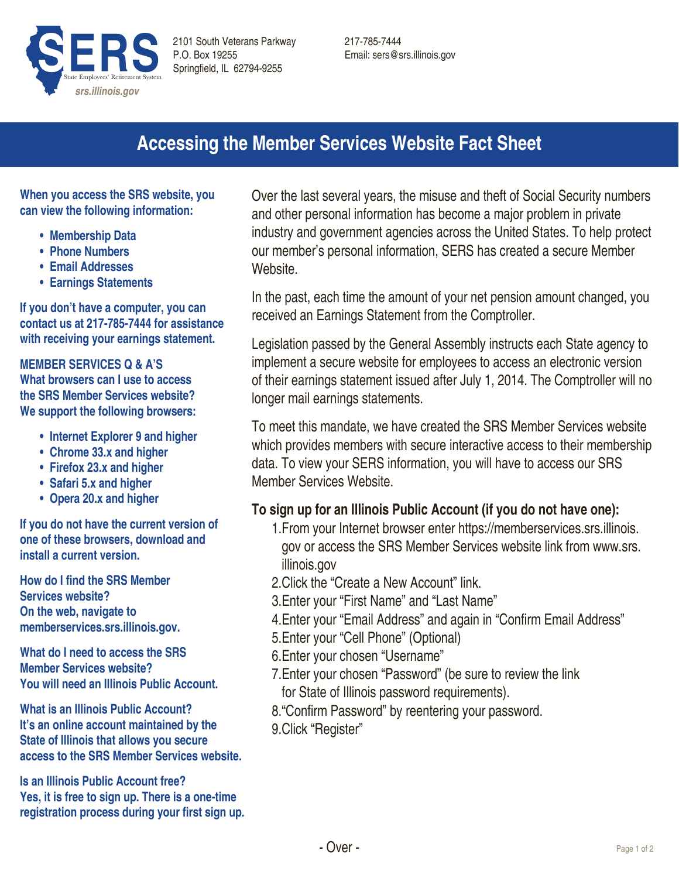SERS
State Employees' Retirement System
srs.illinois.gov

2101 South Veterans Parkway
P.O. Box 19255
Springfield, IL 62794-9255

217-785-7444
Email: sers@srs.illinois.gov

# Accessing the Member Services Website Fact Sheet

**When you access the SRS website, you can view the following information:**

- **Membership Data**
- **Phone Numbers**
- **Email Addresses**
- **Earnings Statements**

**If you don't have a computer, you can contact us at 217-785-7444 for assistance with receiving your earnings statement.**

**MEMBER SERVICES Q & A'S**

**What browsers can I use to access the SRS Member Services website?**
**We support the following browsers:**

- **Internet Explorer 9 and higher**
- **Chrome 33.x and higher**
- **Firefox 23.x and higher**
- **Safari 5.x and higher**
- **Opera 20.x and higher**

**If you do not have the current version of one of these browsers, download and install a current version.**

**How do I find the SRS Member Services website?**
**On the web, navigate to memberservices.srs.illinois.gov.**

**What do I need to access the SRS Member Services website?**
**You will need an Illinois Public Account.**

**What is an Illinois Public Account?**
**It's an online account maintained by the State of Illinois that allows you secure access to the SRS Member Services website.**

**Is an Illinois Public Account free?**
**Yes, it is free to sign up. There is a one-time registration process during your first sign up.**

Over the last several years, the misuse and theft of Social Security numbers and other personal information has become a major problem in private industry and government agencies across the United States. To help protect our member's personal information, SERS has created a secure Member Website.

In the past, each time the amount of your net pension amount changed, you received an Earnings Statement from the Comptroller.

Legislation passed by the General Assembly instructs each State agency to implement a secure website for employees to access an electronic version of their earnings statement issued after July 1, 2014. The Comptroller will no longer mail earnings statements.

To meet this mandate, we have created the SRS Member Services website which provides members with secure interactive access to their membership data. To view your SERS information, you will have to access our SRS Member Services Website.

**To sign up for an Illinois Public Account (if you do not have one):**

1. From your Internet browser enter https://memberservices.srs.illinois.gov or access the SRS Member Services website link from www.srs.illinois.gov
2. Click the "Create a New Account" link.
3. Enter your "First Name" and "Last Name"
4. Enter your "Email Address" and again in "Confirm Email Address"
5. Enter your "Cell Phone" (Optional)
6. Enter your chosen "Username"
7. Enter your chosen "Password" (be sure to review the link for State of Illinois password requirements).
8. "Confirm Password" by reentering your password.
9. Click "Register"

\- Over -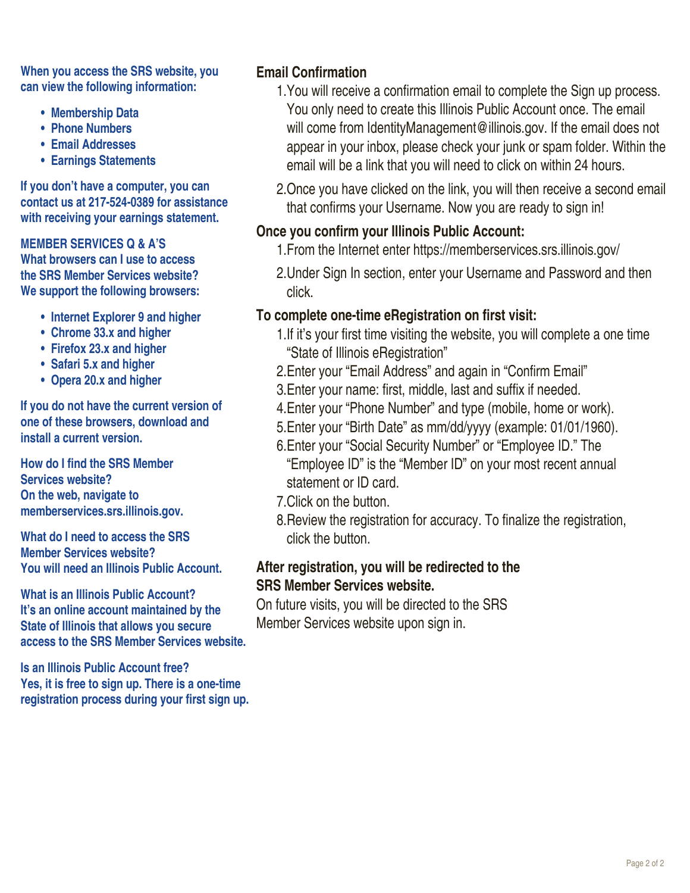**When you access the SRS website, you can view the following information:**

- **Membership Data**
- **Phone Numbers**
- **Email Addresses**
- **Earnings Statements**

**If you don't have a computer, you can contact us at 217-524-0389 for assistance with receiving your earnings statement.**

**MEMBER SERVICES Q & A'S**

**What browsers can I use to access the SRS Member Services website?**
**We support the following browsers:**

- **Internet Explorer 9 and higher**
- **Chrome 33.x and higher**
- **Firefox 23.x and higher**
- **Safari 5.x and higher**
- **Opera 20.x and higher**

**If you do not have the current version of one of these browsers, download and install a current version.**

**How do I find the SRS Member Services website?**
**On the web, navigate to memberservices.srs.illinois.gov.**

**What do I need to access the SRS Member Services website?**
**You will need an Illinois Public Account.**

**What is an Illinois Public Account?**
**It's an online account maintained by the State of Illinois that allows you secure access to the SRS Member Services website.**

**Is an Illinois Public Account free?**
**Yes, it is free to sign up. There is a one-time registration process during your first sign up.**

## Email Confirmation

1. You will receive a confirmation email to complete the Sign up process. You only need to create this Illinois Public Account once. The email will come from IdentityManagement@illinois.gov. If the email does not appear in your inbox, please check your junk or spam folder. Within the email will be a link that you will need to click on within 24 hours.
2. Once you have clicked on the link, you will then receive a second email that confirms your Username. Now you are ready to sign in!

## Once you confirm your Illinois Public Account:

1. From the Internet enter https://memberservices.srs.illinois.gov/
2. Under Sign In section, enter your Username and Password and then click.

## To complete one-time eRegistration on first visit:

1. If it's your first time visiting the website, you will complete a one time "State of Illinois eRegistration"
2. Enter your "Email Address" and again in "Confirm Email"
3. Enter your name: first, middle, last and suffix if needed.
4. Enter your "Phone Number" and type (mobile, home or work).
5. Enter your "Birth Date" as mm/dd/yyyy (example: 01/01/1960).
6. Enter your "Social Security Number" or "Employee ID." The "Employee ID" is the "Member ID" on your most recent annual statement or ID card.
7. Click on the button.
8. Review the registration for accuracy. To finalize the registration, click the button.

## After registration, you will be redirected to the SRS Member Services website.

On future visits, you will be directed to the SRS Member Services website upon sign in.